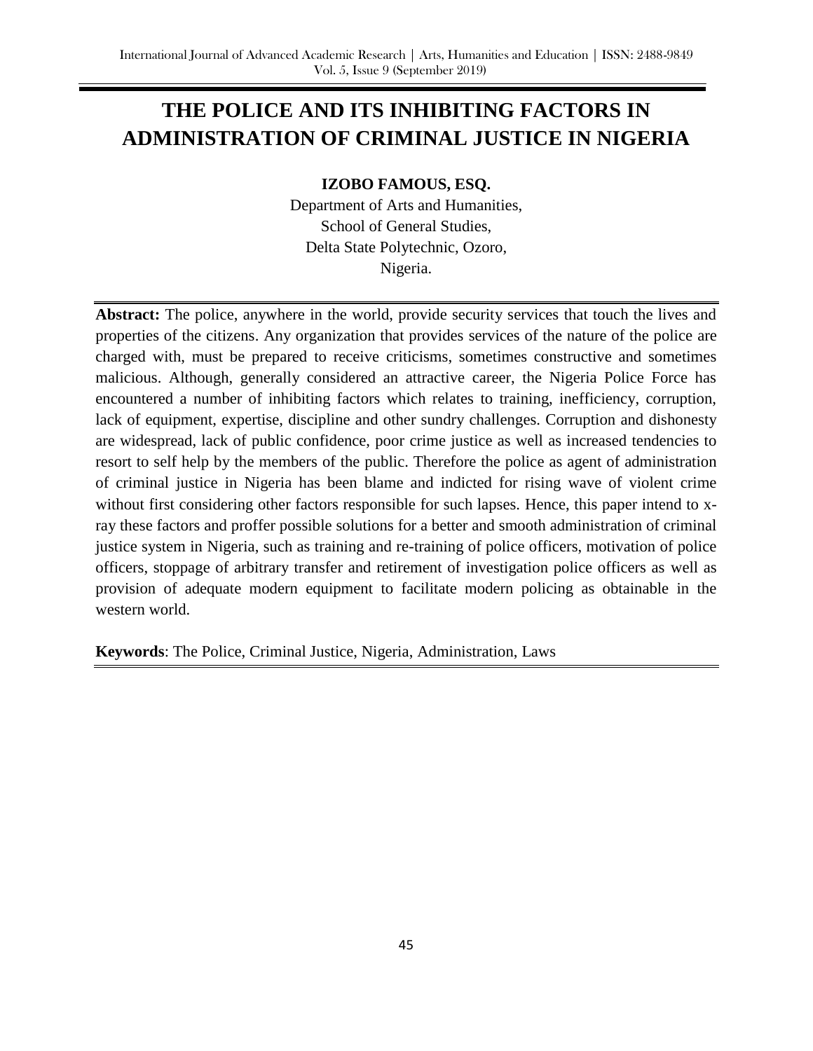# THE POLICE AND ITS INHIBITING FACTORS IN ADMINISTRATION OF CRIMINAL JUSTICE IN NIGERIA

**IZOBO FAMOUS, ESQ.**

Department of Arts and Humanities,
School of General Studies,
Delta State Polytechnic, Ozoro,
Nigeria.

**Abstract:** The police, anywhere in the world, provide security services that touch the lives and properties of the citizens. Any organization that provides services of the nature of the police are charged with, must be prepared to receive criticisms, sometimes constructive and sometimes malicious. Although, generally considered an attractive career, the Nigeria Police Force has encountered a number of inhibiting factors which relates to training, inefficiency, corruption, lack of equipment, expertise, discipline and other sundry challenges. Corruption and dishonesty are widespread, lack of public confidence, poor crime justice as well as increased tendencies to resort to self help by the members of the public. Therefore the police as agent of administration of criminal justice in Nigeria has been blame and indicted for rising wave of violent crime without first considering other factors responsible for such lapses. Hence, this paper intend to x-ray these factors and proffer possible solutions for a better and smooth administration of criminal justice system in Nigeria, such as training and re-training of police officers, motivation of police officers, stoppage of arbitrary transfer and retirement of investigation police officers as well as provision of adequate modern equipment to facilitate modern policing as obtainable in the western world.

**Keywords**: The Police, Criminal Justice, Nigeria, Administration, Laws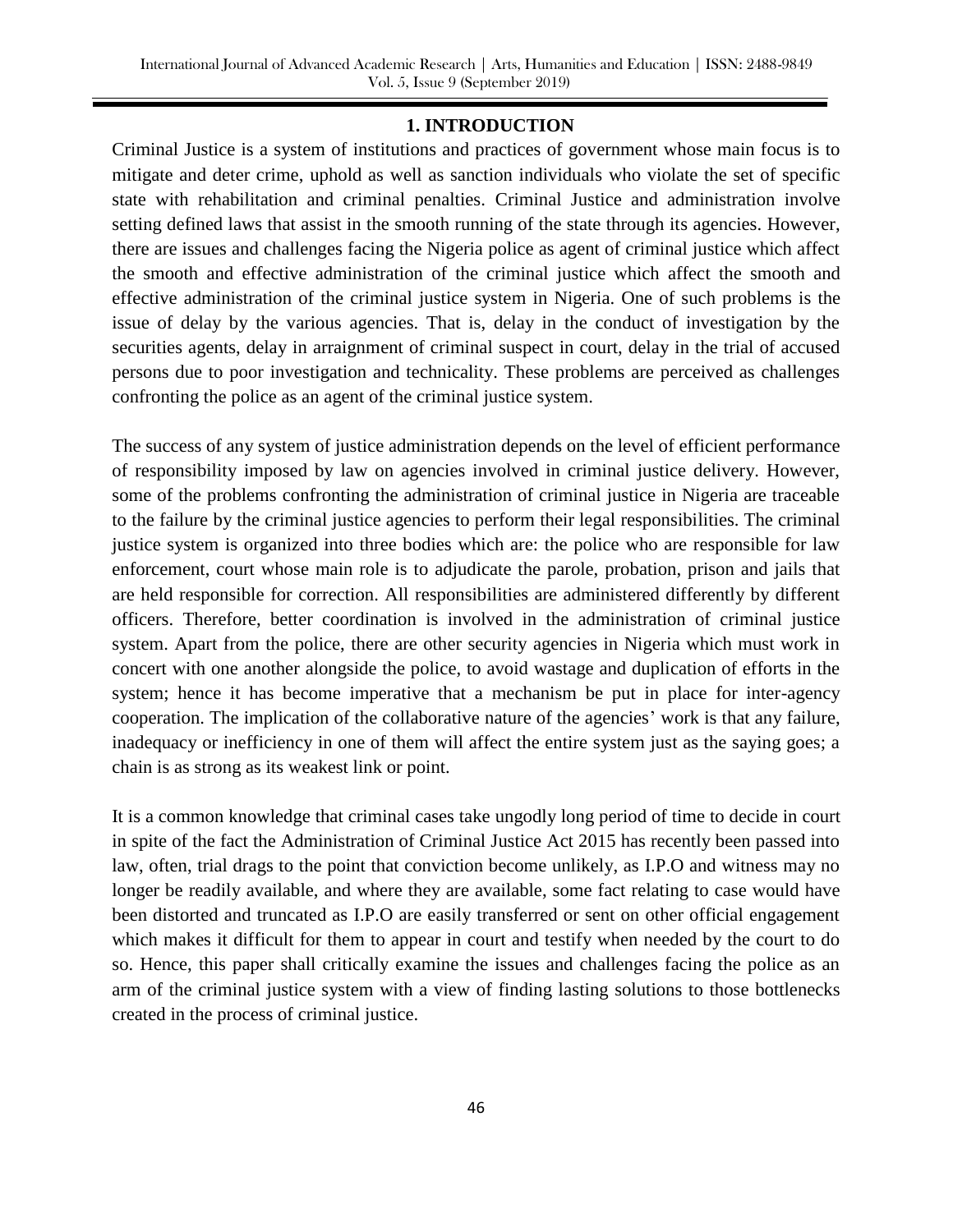## 1. INTRODUCTION

Criminal Justice is a system of institutions and practices of government whose main focus is to mitigate and deter crime, uphold as well as sanction individuals who violate the set of specific state with rehabilitation and criminal penalties. Criminal Justice and administration involve setting defined laws that assist in the smooth running of the state through its agencies. However, there are issues and challenges facing the Nigeria police as agent of criminal justice which affect the smooth and effective administration of the criminal justice which affect the smooth and effective administration of the criminal justice system in Nigeria. One of such problems is the issue of delay by the various agencies. That is, delay in the conduct of investigation by the securities agents, delay in arraignment of criminal suspect in court, delay in the trial of accused persons due to poor investigation and technicality. These problems are perceived as challenges confronting the police as an agent of the criminal justice system.

The success of any system of justice administration depends on the level of efficient performance of responsibility imposed by law on agencies involved in criminal justice delivery. However, some of the problems confronting the administration of criminal justice in Nigeria are traceable to the failure by the criminal justice agencies to perform their legal responsibilities. The criminal justice system is organized into three bodies which are: the police who are responsible for law enforcement, court whose main role is to adjudicate the parole, probation, prison and jails that are held responsible for correction. All responsibilities are administered differently by different officers. Therefore, better coordination is involved in the administration of criminal justice system. Apart from the police, there are other security agencies in Nigeria which must work in concert with one another alongside the police, to avoid wastage and duplication of efforts in the system; hence it has become imperative that a mechanism be put in place for inter-agency cooperation. The implication of the collaborative nature of the agencies' work is that any failure, inadequacy or inefficiency in one of them will affect the entire system just as the saying goes; a chain is as strong as its weakest link or point.

It is a common knowledge that criminal cases take ungodly long period of time to decide in court in spite of the fact the Administration of Criminal Justice Act 2015 has recently been passed into law, often, trial drags to the point that conviction become unlikely, as I.P.O and witness may no longer be readily available, and where they are available, some fact relating to case would have been distorted and truncated as I.P.O are easily transferred or sent on other official engagement which makes it difficult for them to appear in court and testify when needed by the court to do so. Hence, this paper shall critically examine the issues and challenges facing the police as an arm of the criminal justice system with a view of finding lasting solutions to those bottlenecks created in the process of criminal justice.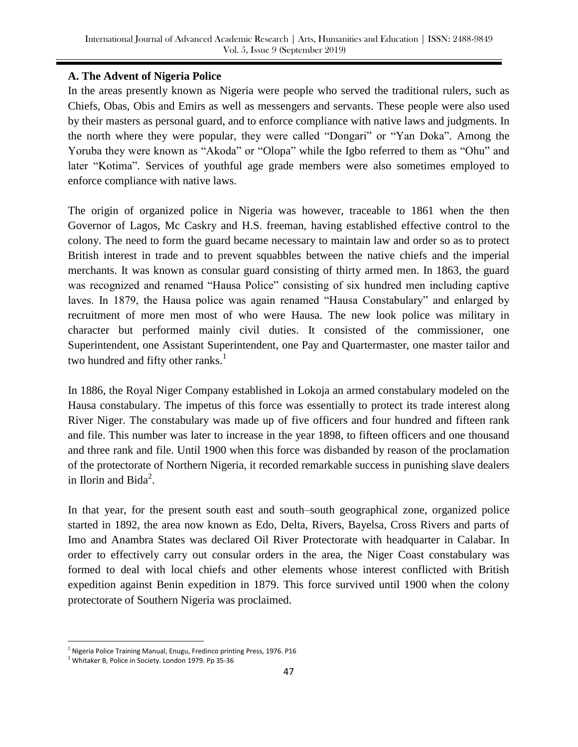### A. The Advent of Nigeria Police

In the areas presently known as Nigeria were people who served the traditional rulers, such as Chiefs, Obas, Obis and Emirs as well as messengers and servants. These people were also used by their masters as personal guard, and to enforce compliance with native laws and judgments. In the north where they were popular, they were called "Dongari" or "Yan Doka". Among the Yoruba they were known as "Akoda" or "Olopa" while the Igbo referred to them as "Ohu" and later "Kotima". Services of youthful age grade members were also sometimes employed to enforce compliance with native laws.

The origin of organized police in Nigeria was however, traceable to 1861 when the then Governor of Lagos, Mc Caskry and H.S. freeman, having established effective control to the colony. The need to form the guard became necessary to maintain law and order so as to protect British interest in trade and to prevent squabbles between the native chiefs and the imperial merchants. It was known as consular guard consisting of thirty armed men. In 1863, the guard was recognized and renamed "Hausa Police" consisting of six hundred men including captive laves. In 1879, the Hausa police was again renamed "Hausa Constabulary" and enlarged by recruitment of more men most of who were Hausa. The new look police was military in character but performed mainly civil duties. It consisted of the commissioner, one Superintendent, one Assistant Superintendent, one Pay and Quartermaster, one master tailor and two hundred and fifty other ranks.[1]

In 1886, the Royal Niger Company established in Lokoja an armed constabulary modeled on the Hausa constabulary. The impetus of this force was essentially to protect its trade interest along River Niger. The constabulary was made up of five officers and four hundred and fifteen rank and file. This number was later to increase in the year 1898, to fifteen officers and one thousand and three rank and file. Until 1900 when this force was disbanded by reason of the proclamation of the protectorate of Northern Nigeria, it recorded remarkable success in punishing slave dealers in Ilorin and Bida[2].

In that year, for the present south east and south–south geographical zone, organized police started in 1892, the area now known as Edo, Delta, Rivers, Bayelsa, Cross Rivers and parts of Imo and Anambra States was declared Oil River Protectorate with headquarter in Calabar. In order to effectively carry out consular orders in the area, the Niger Coast constabulary was formed to deal with local chiefs and other elements whose interest conflicted with British expedition against Benin expedition in 1879. This force survived until 1900 when the colony protectorate of Southern Nigeria was proclaimed.

---

[1] Nigeria Police Training Manual, Enugu, Fredinco printing Press, 1976. P16

[2] Whitaker B, Police in Society. London 1979. Pp 35-36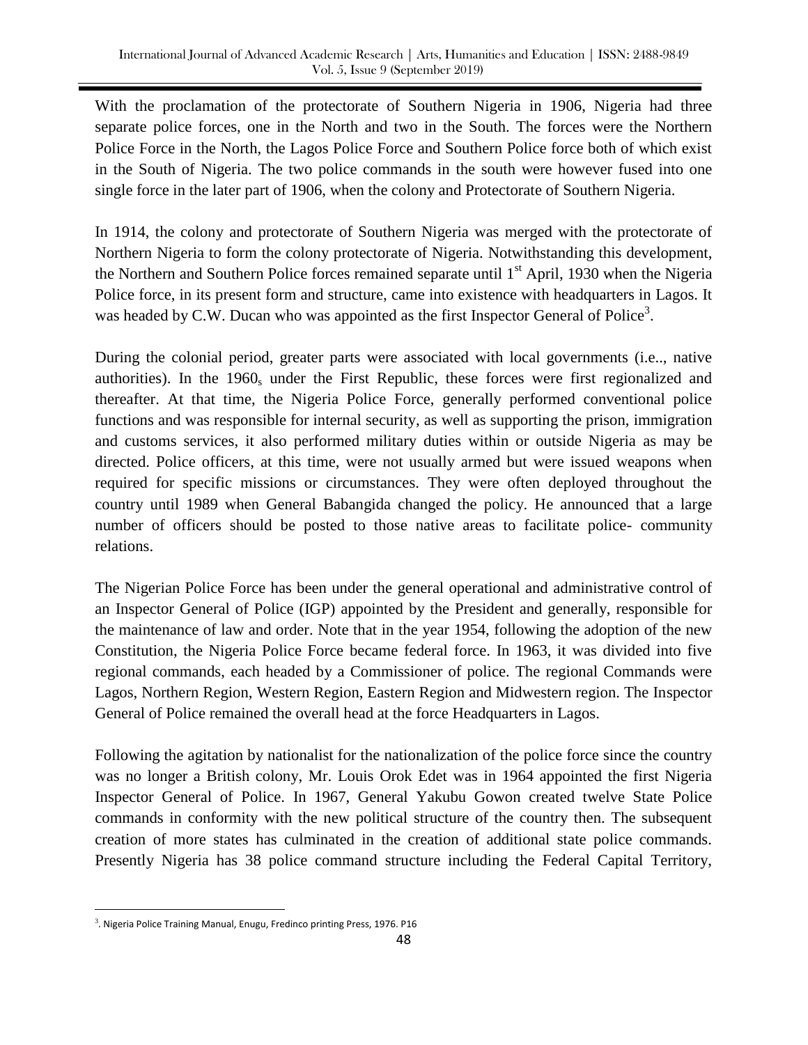With the proclamation of the protectorate of Southern Nigeria in 1906, Nigeria had three separate police forces, one in the North and two in the South. The forces were the Northern Police Force in the North, the Lagos Police Force and Southern Police force both of which exist in the South of Nigeria. The two police commands in the south were however fused into one single force in the later part of 1906, when the colony and Protectorate of Southern Nigeria.

In 1914, the colony and protectorate of Southern Nigeria was merged with the protectorate of Northern Nigeria to form the colony protectorate of Nigeria. Notwithstanding this development, the Northern and Southern Police forces remained separate until 1st April, 1930 when the Nigeria Police force, in its present form and structure, came into existence with headquarters in Lagos. It was headed by C.W. Ducan who was appointed as the first Inspector General of Police[3].

During the colonial period, greater parts were associated with local governments (i.e.., native authorities). In the 1960s under the First Republic, these forces were first regionalized and thereafter. At that time, the Nigeria Police Force, generally performed conventional police functions and was responsible for internal security, as well as supporting the prison, immigration and customs services, it also performed military duties within or outside Nigeria as may be directed. Police officers, at this time, were not usually armed but were issued weapons when required for specific missions or circumstances. They were often deployed throughout the country until 1989 when General Babangida changed the policy. He announced that a large number of officers should be posted to those native areas to facilitate police- community relations.

The Nigerian Police Force has been under the general operational and administrative control of an Inspector General of Police (IGP) appointed by the President and generally, responsible for the maintenance of law and order. Note that in the year 1954, following the adoption of the new Constitution, the Nigeria Police Force became federal force. In 1963, it was divided into five regional commands, each headed by a Commissioner of police. The regional Commands were Lagos, Northern Region, Western Region, Eastern Region and Midwestern region. The Inspector General of Police remained the overall head at the force Headquarters in Lagos.

Following the agitation by nationalist for the nationalization of the police force since the country was no longer a British colony, Mr. Louis Orok Edet was in 1964 appointed the first Nigeria Inspector General of Police. In 1967, General Yakubu Gowon created twelve State Police commands in conformity with the new political structure of the country then. The subsequent creation of more states has culminated in the creation of additional state police commands. Presently Nigeria has 38 police command structure including the Federal Capital Territory,

---

[3]. Nigeria Police Training Manual, Enugu, Fredinco printing Press, 1976. P16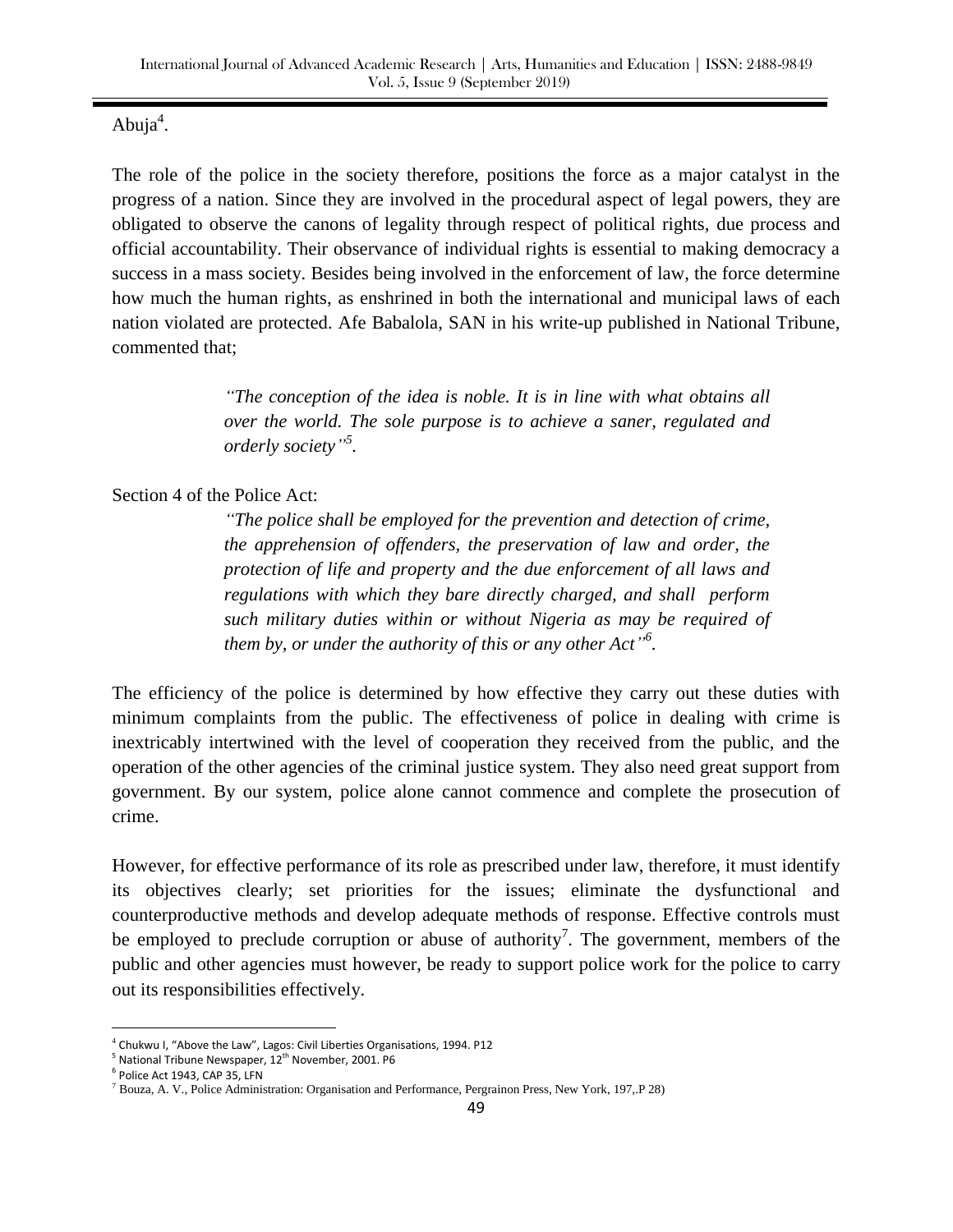Abuja[4].

The role of the police in the society therefore, positions the force as a major catalyst in the progress of a nation. Since they are involved in the procedural aspect of legal powers, they are obligated to observe the canons of legality through respect of political rights, due process and official accountability. Their observance of individual rights is essential to making democracy a success in a mass society. Besides being involved in the enforcement of law, the force determine how much the human rights, as enshrined in both the international and municipal laws of each nation violated are protected. Afe Babalola, SAN in his write-up published in National Tribune, commented that;

> *"The conception of the idea is noble. It is in line with what obtains all over the world. The sole purpose is to achieve a saner, regulated and orderly society"*[5].

Section 4 of the Police Act:

> *"The police shall be employed for the prevention and detection of crime, the apprehension of offenders, the preservation of law and order, the protection of life and property and the due enforcement of all laws and regulations with which they bare directly charged, and shall perform such military duties within or without Nigeria as may be required of them by, or under the authority of this or any other Act"*[6].

The efficiency of the police is determined by how effective they carry out these duties with minimum complaints from the public. The effectiveness of police in dealing with crime is inextricably intertwined with the level of cooperation they received from the public, and the operation of the other agencies of the criminal justice system. They also need great support from government. By our system, police alone cannot commence and complete the prosecution of crime.

However, for effective performance of its role as prescribed under law, therefore, it must identify its objectives clearly; set priorities for the issues; eliminate the dysfunctional and counterproductive methods and develop adequate methods of response. Effective controls must be employed to preclude corruption or abuse of authority[7]. The government, members of the public and other agencies must however, be ready to support police work for the police to carry out its responsibilities effectively.

---

[4] Chukwu I, "Above the Law", Lagos: Civil Liberties Organisations, 1994. P12

[5] National Tribune Newspaper, 12th November, 2001. P6

[6] Police Act 1943, CAP 35, LFN

[7] Bouza, A. V., Police Administration: Organisation and Performance, Pergrainon Press, New York, 197,.P 28)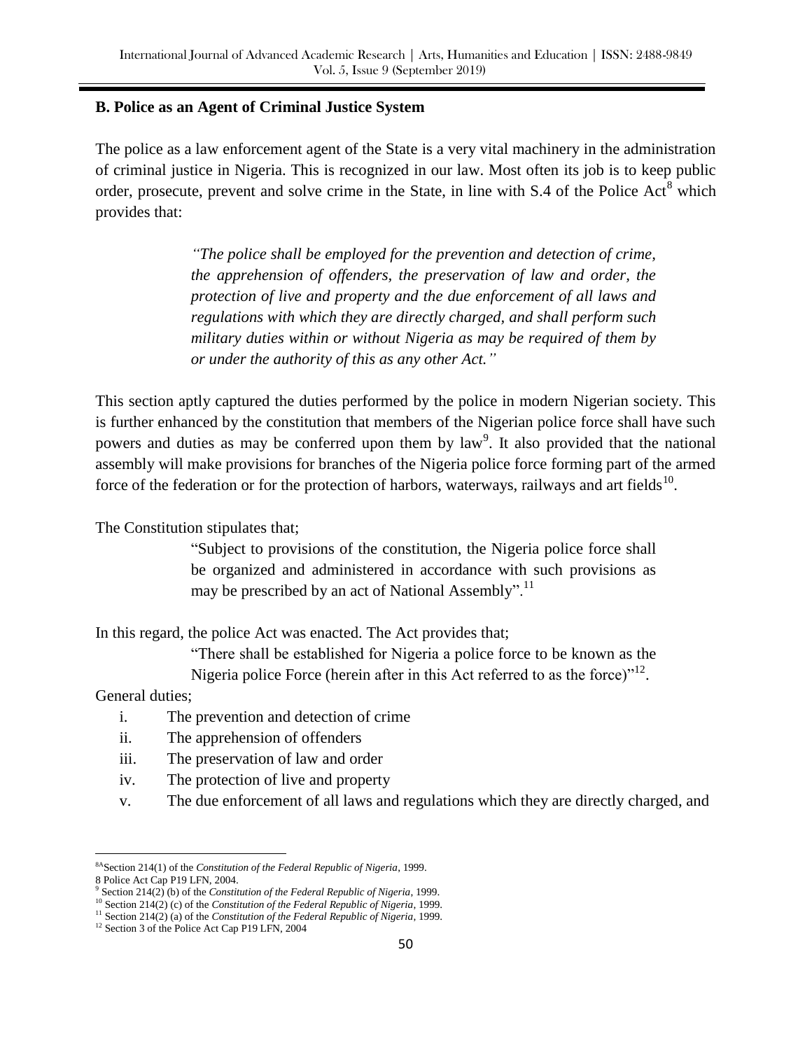**B. Police as an Agent of Criminal Justice System**

The police as a law enforcement agent of the State is a very vital machinery in the administration of criminal justice in Nigeria. This is recognized in our law. Most often its job is to keep public order, prosecute, prevent and solve crime in the State, in line with S.4 of the Police Act[8] which provides that:

> *"The police shall be employed for the prevention and detection of crime, the apprehension of offenders, the preservation of law and order, the protection of live and property and the due enforcement of all laws and regulations with which they are directly charged, and shall perform such military duties within or without Nigeria as may be required of them by or under the authority of this as any other Act."*

This section aptly captured the duties performed by the police in modern Nigerian society. This is further enhanced by the constitution that members of the Nigerian police force shall have such powers and duties as may be conferred upon them by law[9]. It also provided that the national assembly will make provisions for branches of the Nigeria police force forming part of the armed force of the federation or for the protection of harbors, waterways, railways and art fields[10].

The Constitution stipulates that;

> "Subject to provisions of the constitution, the Nigeria police force shall be organized and administered in accordance with such provisions as may be prescribed by an act of National Assembly".[11]

In this regard, the police Act was enacted. The Act provides that;

> "There shall be established for Nigeria a police force to be known as the Nigeria police Force (herein after in this Act referred to as the force)"[12].

General duties;

i. The prevention and detection of crime
ii. The apprehension of offenders
iii. The preservation of law and order
iv. The protection of live and property
v. The due enforcement of all laws and regulations which they are directly charged, and

---

[8A] Section 214(1) of the *Constitution of the Federal Republic of Nigeria*, 1999.
8 Police Act Cap P19 LFN, 2004.
[9] Section 214(2) (b) of the *Constitution of the Federal Republic of Nigeria*, 1999.
[10] Section 214(2) (c) of the *Constitution of the Federal Republic of Nigeria*, 1999.
[11] Section 214(2) (a) of the *Constitution of the Federal Republic of Nigeria*, 1999.
[12] Section 3 of the Police Act Cap P19 LFN, 2004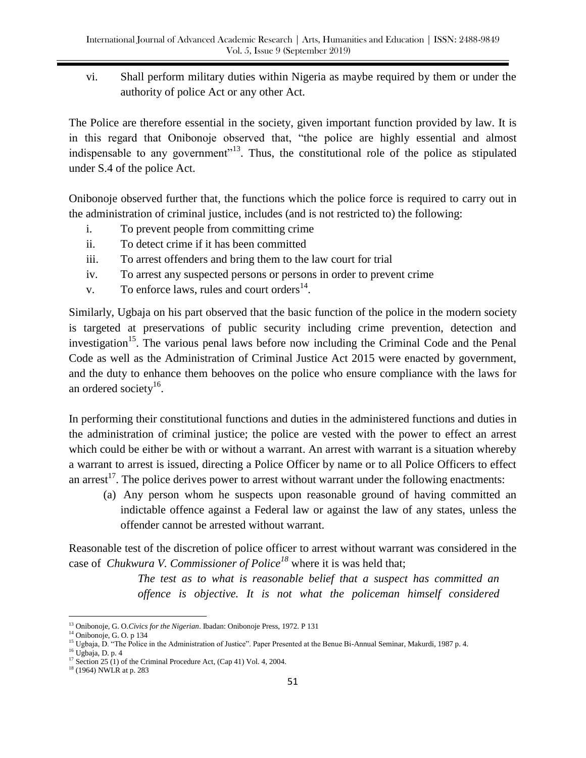vi. Shall perform military duties within Nigeria as maybe required by them or under the authority of police Act or any other Act.

The Police are therefore essential in the society, given important function provided by law. It is in this regard that Onibonoje observed that, "the police are highly essential and almost indispensable to any government"[13]. Thus, the constitutional role of the police as stipulated under S.4 of the police Act.

Onibonoje observed further that, the functions which the police force is required to carry out in the administration of criminal justice, includes (and is not restricted to) the following:

i. To prevent people from committing crime
ii. To detect crime if it has been committed
iii. To arrest offenders and bring them to the law court for trial
iv. To arrest any suspected persons or persons in order to prevent crime
v. To enforce laws, rules and court orders[14].

Similarly, Ugbaja on his part observed that the basic function of the police in the modern society is targeted at preservations of public security including crime prevention, detection and investigation[15]. The various penal laws before now including the Criminal Code and the Penal Code as well as the Administration of Criminal Justice Act 2015 were enacted by government, and the duty to enhance them behooves on the police who ensure compliance with the laws for an ordered society[16].

In performing their constitutional functions and duties in the administered functions and duties in the administration of criminal justice; the police are vested with the power to effect an arrest which could be either be with or without a warrant. An arrest with warrant is a situation whereby a warrant to arrest is issued, directing a Police Officer by name or to all Police Officers to effect an arrest[17]. The police derives power to arrest without warrant under the following enactments:

(a) Any person whom he suspects upon reasonable ground of having committed an indictable offence against a Federal law or against the law of any states, unless the offender cannot be arrested without warrant.

Reasonable test of the discretion of police officer to arrest without warrant was considered in the case of *Chukwura V. Commissioner of Police*[18] where it is was held that;

> *The test as to what is reasonable belief that a suspect has committed an offence is objective. It is not what the policeman himself considered*

---

[13] Onibonoje, G. O.*Civics for the Nigerian*. Ibadan: Onibonoje Press, 1972. P 131

[14] Onibonoje, G. O. p 134

[15] Ugbaja, D. "The Police in the Administration of Justice". Paper Presented at the Benue Bi-Annual Seminar, Makurdi, 1987 p. 4.

[16] Ugbaja, D. p. 4

[17] Section 25 (1) of the Criminal Procedure Act, (Cap 41) Vol. 4, 2004.

[18] (1964) NWLR at p. 283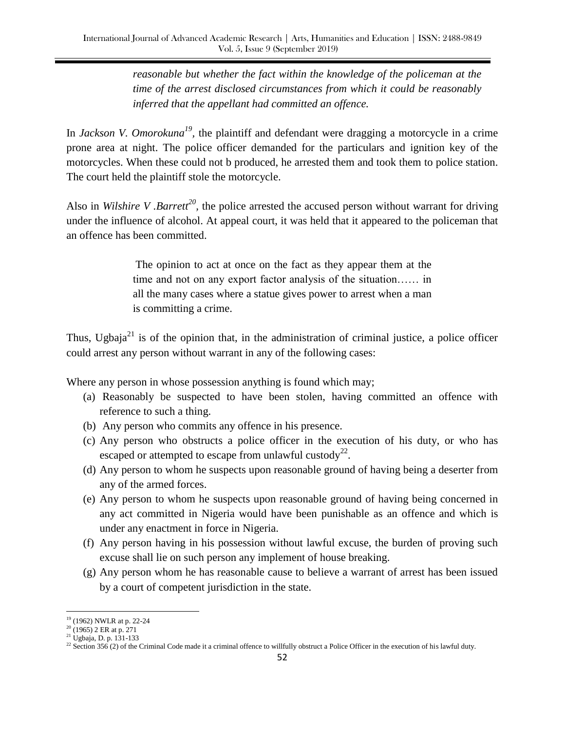> *reasonable but whether the fact within the knowledge of the policeman at the time of the arrest disclosed circumstances from which it could be reasonably inferred that the appellant had committed an offence.*

In *Jackson V. Omorokuna*[19], the plaintiff and defendant were dragging a motorcycle in a crime prone area at night. The police officer demanded for the particulars and ignition key of the motorcycles. When these could not b produced, he arrested them and took them to police station. The court held the plaintiff stole the motorcycle.

Also in *Wilshire V .Barrett*[20], the police arrested the accused person without warrant for driving under the influence of alcohol. At appeal court, it was held that it appeared to the policeman that an offence has been committed.

> The opinion to act at once on the fact as they appear them at the time and not on any export factor analysis of the situation…… in all the many cases where a statue gives power to arrest when a man is committing a crime.

Thus, Ugbaja[21] is of the opinion that, in the administration of criminal justice, a police officer could arrest any person without warrant in any of the following cases:

Where any person in whose possession anything is found which may;

(a) Reasonably be suspected to have been stolen, having committed an offence with reference to such a thing.
(b) Any person who commits any offence in his presence.
(c) Any person who obstructs a police officer in the execution of his duty, or who has escaped or attempted to escape from unlawful custody[22].
(d) Any person to whom he suspects upon reasonable ground of having being a deserter from any of the armed forces.
(e) Any person to whom he suspects upon reasonable ground of having being concerned in any act committed in Nigeria would have been punishable as an offence and which is under any enactment in force in Nigeria.
(f) Any person having in his possession without lawful excuse, the burden of proving such excuse shall lie on such person any implement of house breaking.
(g) Any person whom he has reasonable cause to believe a warrant of arrest has been issued by a court of competent jurisdiction in the state.

---

[19] (1962) NWLR at p. 22-24
[20] (1965) 2 ER at p. 271
[21] Ugbaja, D. p. 131-133
[22] Section 356 (2) of the Criminal Code made it a criminal offence to willfully obstruct a Police Officer in the execution of his lawful duty.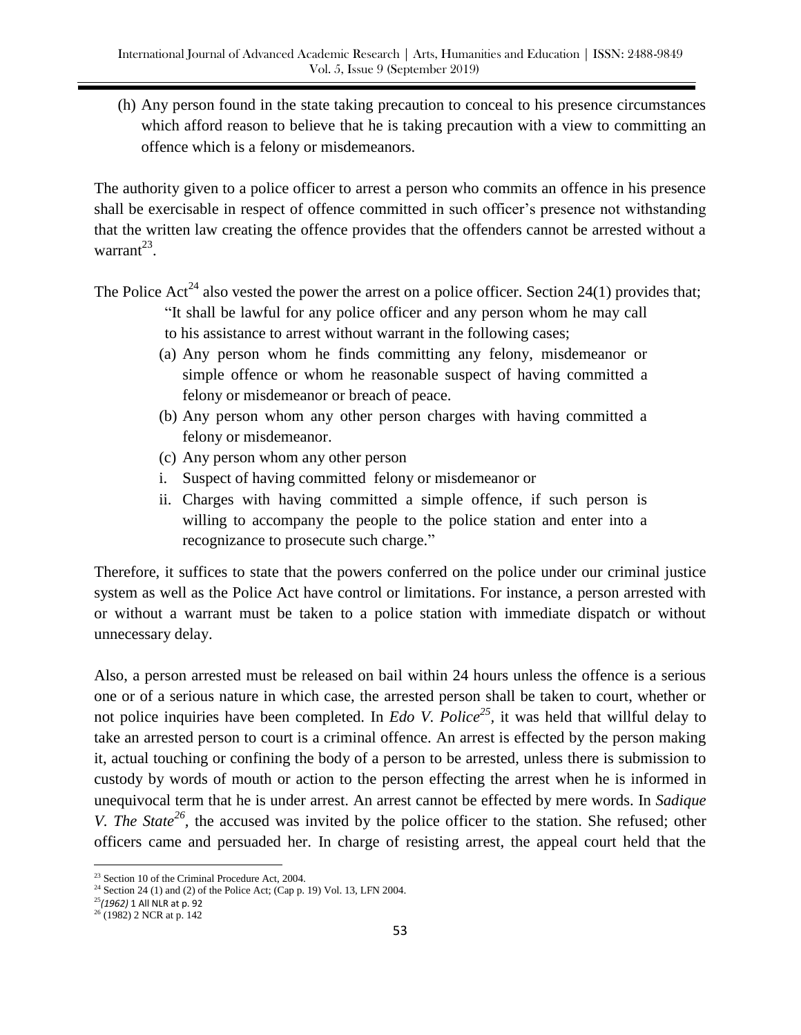(h) Any person found in the state taking precaution to conceal to his presence circumstances which afford reason to believe that he is taking precaution with a view to committing an offence which is a felony or misdemeanors.

The authority given to a police officer to arrest a person who commits an offence in his presence shall be exercisable in respect of offence committed in such officer's presence not withstanding that the written law creating the offence provides that the offenders cannot be arrested without a warrant[23].

The Police Act[24] also vested the power the arrest on a police officer. Section 24(1) provides that;

> "It shall be lawful for any police officer and any person whom he may call to his assistance to arrest without warrant in the following cases;
>
> (a) Any person whom he finds committing any felony, misdemeanor or simple offence or whom he reasonable suspect of having committed a felony or misdemeanor or breach of peace.
> (b) Any person whom any other person charges with having committed a felony or misdemeanor.
> (c) Any person whom any other person
>
> i. Suspect of having committed felony or misdemeanor or
> ii. Charges with having committed a simple offence, if such person is willing to accompany the people to the police station and enter into a recognizance to prosecute such charge."

Therefore, it suffices to state that the powers conferred on the police under our criminal justice system as well as the Police Act have control or limitations. For instance, a person arrested with or without a warrant must be taken to a police station with immediate dispatch or without unnecessary delay.

Also, a person arrested must be released on bail within 24 hours unless the offence is a serious one or of a serious nature in which case, the arrested person shall be taken to court, whether or not police inquiries have been completed. In *Edo V. Police*[25], it was held that willful delay to take an arrested person to court is a criminal offence. An arrest is effected by the person making it, actual touching or confining the body of a person to be arrested, unless there is submission to custody by words of mouth or action to the person effecting the arrest when he is informed in unequivocal term that he is under arrest. An arrest cannot be effected by mere words. In *Sadique V. The State*[26], the accused was invited by the police officer to the station. She refused; other officers came and persuaded her. In charge of resisting arrest, the appeal court held that the

---

[23] Section 10 of the Criminal Procedure Act, 2004.

[24] Section 24 (1) and (2) of the Police Act; (Cap p. 19) Vol. 13, LFN 2004.

[25] *(1962)* 1 All NLR at p. 92

[26] (1982) 2 NCR at p. 142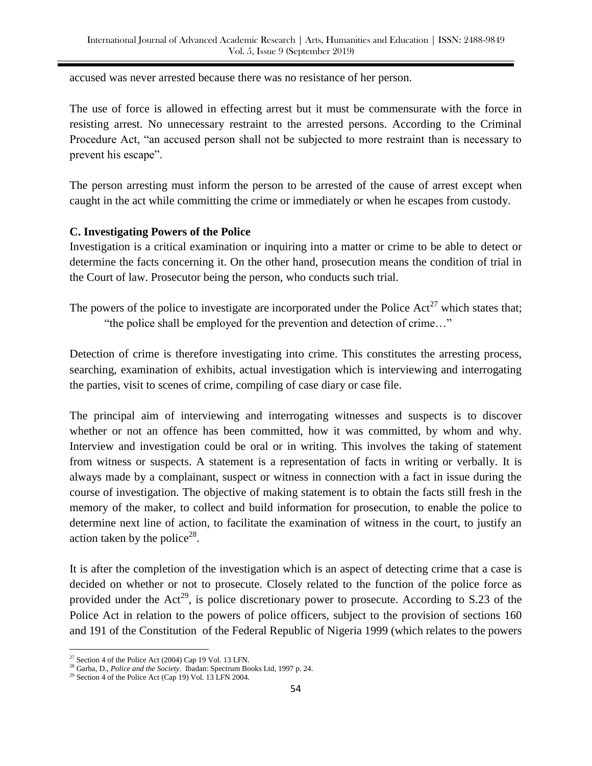accused was never arrested because there was no resistance of her person.

The use of force is allowed in effecting arrest but it must be commensurate with the force in resisting arrest. No unnecessary restraint to the arrested persons. According to the Criminal Procedure Act, "an accused person shall not be subjected to more restraint than is necessary to prevent his escape".

The person arresting must inform the person to be arrested of the cause of arrest except when caught in the act while committing the crime or immediately or when he escapes from custody.

**C. Investigating Powers of the Police**

Investigation is a critical examination or inquiring into a matter or crime to be able to detect or determine the facts concerning it. On the other hand, prosecution means the condition of trial in the Court of law. Prosecutor being the person, who conducts such trial.

The powers of the police to investigate are incorporated under the Police Act[27] which states that;

> "the police shall be employed for the prevention and detection of crime…"

Detection of crime is therefore investigating into crime. This constitutes the arresting process, searching, examination of exhibits, actual investigation which is interviewing and interrogating the parties, visit to scenes of crime, compiling of case diary or case file.

The principal aim of interviewing and interrogating witnesses and suspects is to discover whether or not an offence has been committed, how it was committed, by whom and why. Interview and investigation could be oral or in writing. This involves the taking of statement from witness or suspects. A statement is a representation of facts in writing or verbally. It is always made by a complainant, suspect or witness in connection with a fact in issue during the course of investigation. The objective of making statement is to obtain the facts still fresh in the memory of the maker, to collect and build information for prosecution, to enable the police to determine next line of action, to facilitate the examination of witness in the court, to justify an action taken by the police[28].

It is after the completion of the investigation which is an aspect of detecting crime that a case is decided on whether or not to prosecute. Closely related to the function of the police force as provided under the Act[29], is police discretionary power to prosecute. According to S.23 of the Police Act in relation to the powers of police officers, subject to the provision of sections 160 and 191 of the Constitution of the Federal Republic of Nigeria 1999 (which relates to the powers

---

[27] Section 4 of the Police Act (2004) Cap 19 Vol. 13 LFN.

[28] Garba, D., *Police and the Society.* Ibadan: Spectrum Books Ltd, 1997 p. 24.

[29] Section 4 of the Police Act (Cap 19) Vol. 13 LFN 2004.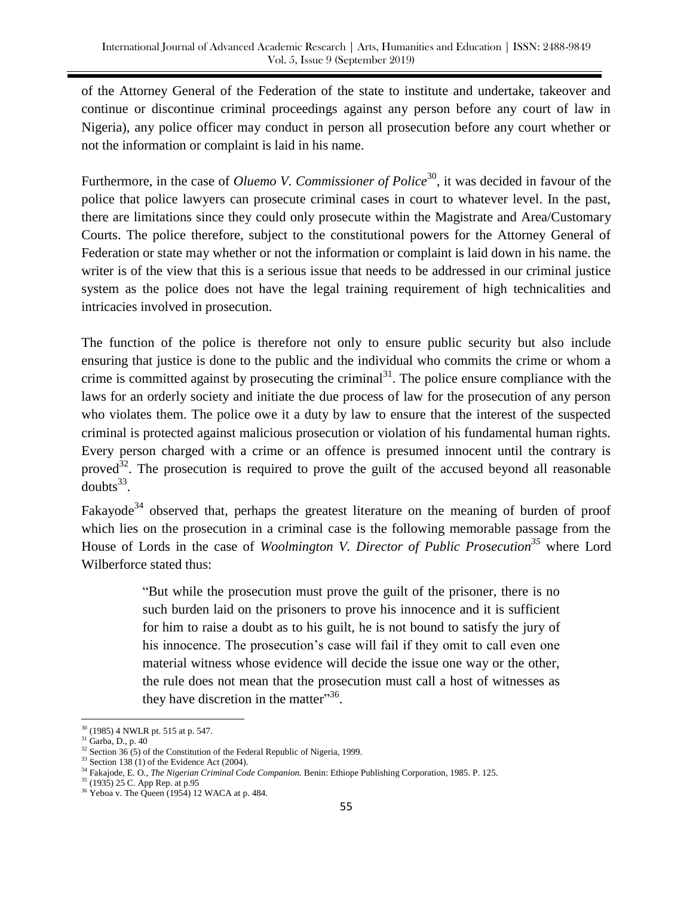of the Attorney General of the Federation of the state to institute and undertake, takeover and continue or discontinue criminal proceedings against any person before any court of law in Nigeria), any police officer may conduct in person all prosecution before any court whether or not the information or complaint is laid in his name.

Furthermore, in the case of *Oluemo V. Commissioner of Police*[30], it was decided in favour of the police that police lawyers can prosecute criminal cases in court to whatever level. In the past, there are limitations since they could only prosecute within the Magistrate and Area/Customary Courts. The police therefore, subject to the constitutional powers for the Attorney General of Federation or state may whether or not the information or complaint is laid down in his name. the writer is of the view that this is a serious issue that needs to be addressed in our criminal justice system as the police does not have the legal training requirement of high technicalities and intricacies involved in prosecution.

The function of the police is therefore not only to ensure public security but also include ensuring that justice is done to the public and the individual who commits the crime or whom a crime is committed against by prosecuting the criminal[31]. The police ensure compliance with the laws for an orderly society and initiate the due process of law for the prosecution of any person who violates them. The police owe it a duty by law to ensure that the interest of the suspected criminal is protected against malicious prosecution or violation of his fundamental human rights. Every person charged with a crime or an offence is presumed innocent until the contrary is proved[32]. The prosecution is required to prove the guilt of the accused beyond all reasonable doubts[33].

Fakayode[34] observed that, perhaps the greatest literature on the meaning of burden of proof which lies on the prosecution in a criminal case is the following memorable passage from the House of Lords in the case of *Woolmington V. Director of Public Prosecution*[35] where Lord Wilberforce stated thus:

> "But while the prosecution must prove the guilt of the prisoner, there is no such burden laid on the prisoners to prove his innocence and it is sufficient for him to raise a doubt as to his guilt, he is not bound to satisfy the jury of his innocence. The prosecution's case will fail if they omit to call even one material witness whose evidence will decide the issue one way or the other, the rule does not mean that the prosecution must call a host of witnesses as they have discretion in the matter"[36].

---

[30] (1985) 4 NWLR pt. 515 at p. 547.

[31] Garba, D., p. 40

[32] Section 36 (5) of the Constitution of the Federal Republic of Nigeria, 1999.

[33] Section 138 (1) of the Evidence Act (2004).

[34] Fakajode, E. O., *The Nigerian Criminal Code Companion.* Benin: Ethiope Publishing Corporation, 1985. P. 125.

[35] (1935) 25 C. App Rep. at p.95

[36] Yeboa v. The Queen (1954) 12 WACA at p. 484.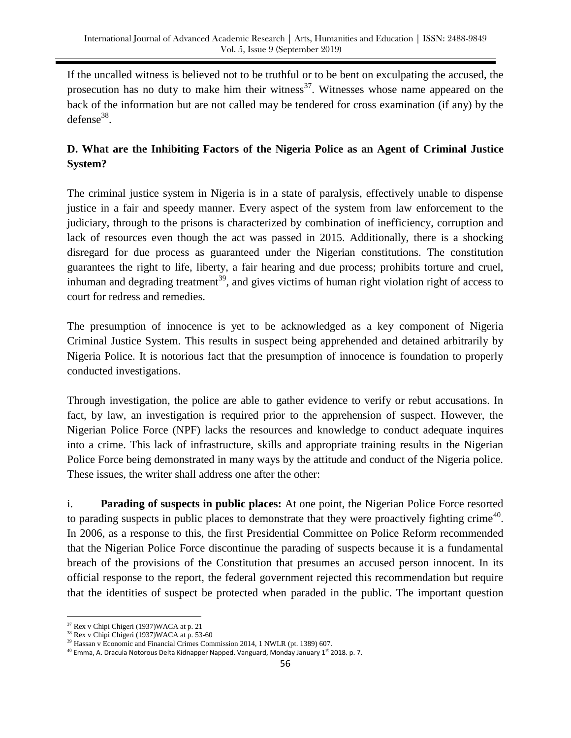If the uncalled witness is believed not to be truthful or to be bent on exculpating the accused, the prosecution has no duty to make him their witness[37]. Witnesses whose name appeared on the back of the information but are not called may be tendered for cross examination (if any) by the defense[38].

**D. What are the Inhibiting Factors of the Nigeria Police as an Agent of Criminal Justice System?**

The criminal justice system in Nigeria is in a state of paralysis, effectively unable to dispense justice in a fair and speedy manner. Every aspect of the system from law enforcement to the judiciary, through to the prisons is characterized by combination of inefficiency, corruption and lack of resources even though the act was passed in 2015. Additionally, there is a shocking disregard for due process as guaranteed under the Nigerian constitutions. The constitution guarantees the right to life, liberty, a fair hearing and due process; prohibits torture and cruel, inhuman and degrading treatment[39], and gives victims of human right violation right of access to court for redress and remedies.

The presumption of innocence is yet to be acknowledged as a key component of Nigeria Criminal Justice System. This results in suspect being apprehended and detained arbitrarily by Nigeria Police. It is notorious fact that the presumption of innocence is foundation to properly conducted investigations.

Through investigation, the police are able to gather evidence to verify or rebut accusations. In fact, by law, an investigation is required prior to the apprehension of suspect. However, the Nigerian Police Force (NPF) lacks the resources and knowledge to conduct adequate inquires into a crime. This lack of infrastructure, skills and appropriate training results in the Nigerian Police Force being demonstrated in many ways by the attitude and conduct of the Nigeria police. These issues, the writer shall address one after the other:

i. **Parading of suspects in public places:** At one point, the Nigerian Police Force resorted to parading suspects in public places to demonstrate that they were proactively fighting crime[40]. In 2006, as a response to this, the first Presidential Committee on Police Reform recommended that the Nigerian Police Force discontinue the parading of suspects because it is a fundamental breach of the provisions of the Constitution that presumes an accused person innocent. In its official response to the report, the federal government rejected this recommendation but require that the identities of suspect be protected when paraded in the public. The important question

---

[37] Rex v Chipi Chigeri (1937)WACA at p. 21

[38] Rex v Chipi Chigeri (1937)WACA at p. 53-60

[39] Hassan v Economic and Financial Crimes Commission 2014, 1 NWLR (pt. 1389) 607.

[40] Emma, A. Dracula Notorous Delta Kidnapper Napped. Vanguard, Monday January 1st 2018. p. 7.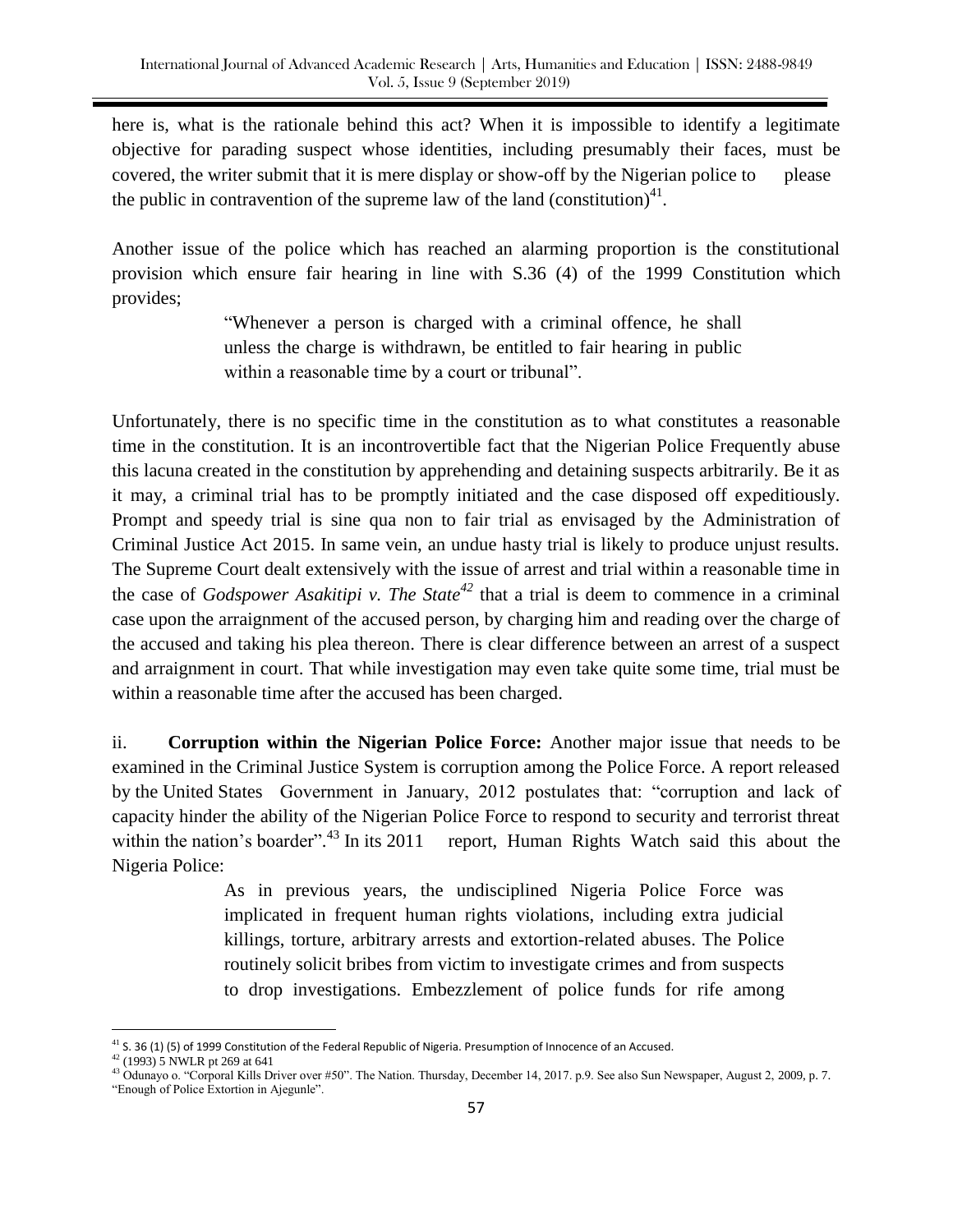here is, what is the rationale behind this act? When it is impossible to identify a legitimate objective for parading suspect whose identities, including presumably their faces, must be covered, the writer submit that it is mere display or show-off by the Nigerian police to please the public in contravention of the supreme law of the land (constitution)[41].

Another issue of the police which has reached an alarming proportion is the constitutional provision which ensure fair hearing in line with S.36 (4) of the 1999 Constitution which provides;

> "Whenever a person is charged with a criminal offence, he shall unless the charge is withdrawn, be entitled to fair hearing in public within a reasonable time by a court or tribunal".

Unfortunately, there is no specific time in the constitution as to what constitutes a reasonable time in the constitution. It is an incontrovertible fact that the Nigerian Police Frequently abuse this lacuna created in the constitution by apprehending and detaining suspects arbitrarily. Be it as it may, a criminal trial has to be promptly initiated and the case disposed off expeditiously. Prompt and speedy trial is sine qua non to fair trial as envisaged by the Administration of Criminal Justice Act 2015. In same vein, an undue hasty trial is likely to produce unjust results. The Supreme Court dealt extensively with the issue of arrest and trial within a reasonable time in the case of *Godspower Asakitipi v. The State*[42] that a trial is deem to commence in a criminal case upon the arraignment of the accused person, by charging him and reading over the charge of the accused and taking his plea thereon. There is clear difference between an arrest of a suspect and arraignment in court. That while investigation may even take quite some time, trial must be within a reasonable time after the accused has been charged.

ii. **Corruption within the Nigerian Police Force:** Another major issue that needs to be examined in the Criminal Justice System is corruption among the Police Force. A report released by the United States Government in January, 2012 postulates that: "corruption and lack of capacity hinder the ability of the Nigerian Police Force to respond to security and terrorist threat within the nation's boarder".[43] In its 2011 report, Human Rights Watch said this about the Nigeria Police:

> As in previous years, the undisciplined Nigeria Police Force was implicated in frequent human rights violations, including extra judicial killings, torture, arbitrary arrests and extortion-related abuses. The Police routinely solicit bribes from victim to investigate crimes and from suspects to drop investigations. Embezzlement of police funds for rife among

---

[41] S. 36 (1) (5) of 1999 Constitution of the Federal Republic of Nigeria. Presumption of Innocence of an Accused.

[42] (1993) 5 NWLR pt 269 at 641

[43] Odunayo o. "Corporal Kills Driver over #50". The Nation. Thursday, December 14, 2017. p.9. See also Sun Newspaper, August 2, 2009, p. 7. "Enough of Police Extortion in Ajegunle".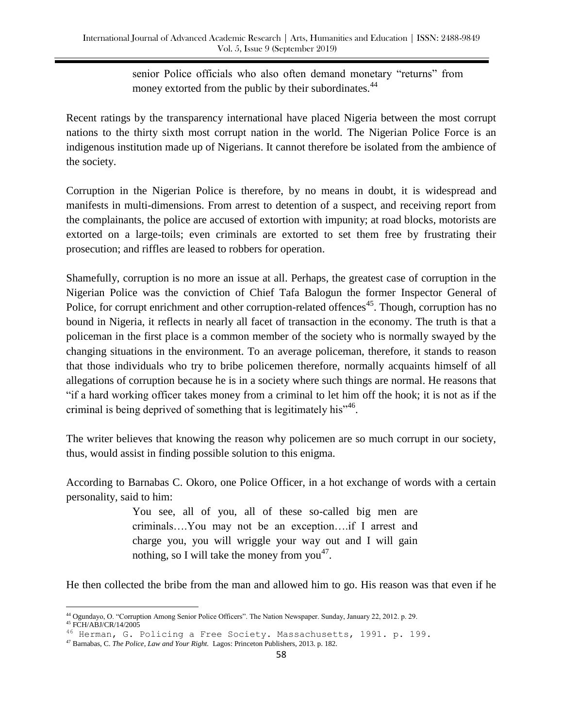> senior Police officials who also often demand monetary "returns" from money extorted from the public by their subordinates.[44]

Recent ratings by the transparency international have placed Nigeria between the most corrupt nations to the thirty sixth most corrupt nation in the world. The Nigerian Police Force is an indigenous institution made up of Nigerians. It cannot therefore be isolated from the ambience of the society.

Corruption in the Nigerian Police is therefore, by no means in doubt, it is widespread and manifests in multi-dimensions. From arrest to detention of a suspect, and receiving report from the complainants, the police are accused of extortion with impunity; at road blocks, motorists are extorted on a large-toils; even criminals are extorted to set them free by frustrating their prosecution; and riffles are leased to robbers for operation.

Shamefully, corruption is no more an issue at all. Perhaps, the greatest case of corruption in the Nigerian Police was the conviction of Chief Tafa Balogun the former Inspector General of Police, for corrupt enrichment and other corruption-related offences[45]. Though, corruption has no bound in Nigeria, it reflects in nearly all facet of transaction in the economy. The truth is that a policeman in the first place is a common member of the society who is normally swayed by the changing situations in the environment. To an average policeman, therefore, it stands to reason that those individuals who try to bribe policemen therefore, normally acquaints himself of all allegations of corruption because he is in a society where such things are normal. He reasons that "if a hard working officer takes money from a criminal to let him off the hook; it is not as if the criminal is being deprived of something that is legitimately his"[46].

The writer believes that knowing the reason why policemen are so much corrupt in our society, thus, would assist in finding possible solution to this enigma.

According to Barnabas C. Okoro, one Police Officer, in a hot exchange of words with a certain personality, said to him:

> You see, all of you, all of these so-called big men are criminals….You may not be an exception….if I arrest and charge you, you will wriggle your way out and I will gain nothing, so I will take the money from you[47].

He then collected the bribe from the man and allowed him to go. His reason was that even if he

---

[44] Ogundayo, O. "Corruption Among Senior Police Officers". The Nation Newspaper. Sunday, January 22, 2012. p. 29.

[45] FCH/ABJ/CR/14/2005

[46] Herman, G. Policing a Free Society. Massachusetts, 1991. p. 199.

[47] Barnabas, C. *The Police, Law and Your Right.* Lagos: Princeton Publishers, 2013. p. 182.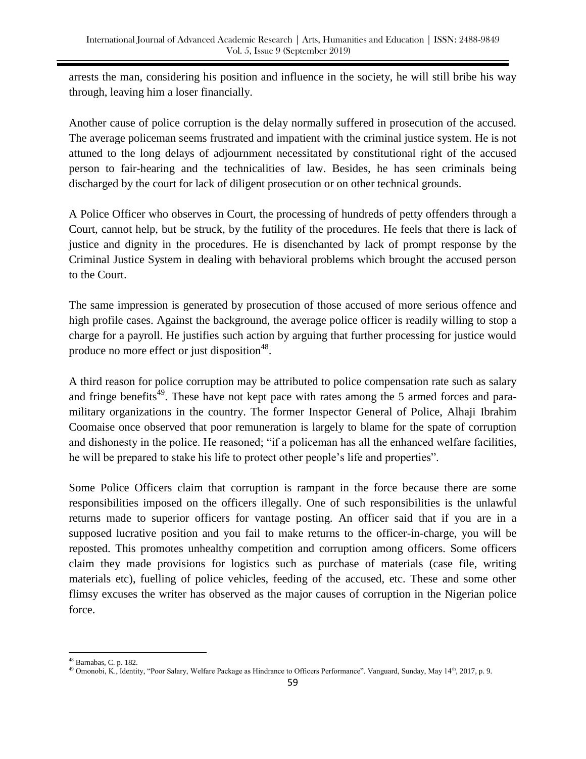arrests the man, considering his position and influence in the society, he will still bribe his way through, leaving him a loser financially.

Another cause of police corruption is the delay normally suffered in prosecution of the accused. The average policeman seems frustrated and impatient with the criminal justice system. He is not attuned to the long delays of adjournment necessitated by constitutional right of the accused person to fair-hearing and the technicalities of law. Besides, he has seen criminals being discharged by the court for lack of diligent prosecution or on other technical grounds.

A Police Officer who observes in Court, the processing of hundreds of petty offenders through a Court, cannot help, but be struck, by the futility of the procedures. He feels that there is lack of justice and dignity in the procedures. He is disenchanted by lack of prompt response by the Criminal Justice System in dealing with behavioral problems which brought the accused person to the Court.

The same impression is generated by prosecution of those accused of more serious offence and high profile cases. Against the background, the average police officer is readily willing to stop a charge for a payroll. He justifies such action by arguing that further processing for justice would produce no more effect or just disposition[48].

A third reason for police corruption may be attributed to police compensation rate such as salary and fringe benefits[49]. These have not kept pace with rates among the 5 armed forces and para-military organizations in the country. The former Inspector General of Police, Alhaji Ibrahim Coomaise once observed that poor remuneration is largely to blame for the spate of corruption and dishonesty in the police. He reasoned; "if a policeman has all the enhanced welfare facilities, he will be prepared to stake his life to protect other people's life and properties".

Some Police Officers claim that corruption is rampant in the force because there are some responsibilities imposed on the officers illegally. One of such responsibilities is the unlawful returns made to superior officers for vantage posting. An officer said that if you are in a supposed lucrative position and you fail to make returns to the officer-in-charge, you will be reposted. This promotes unhealthy competition and corruption among officers. Some officers claim they made provisions for logistics such as purchase of materials (case file, writing materials etc), fuelling of police vehicles, feeding of the accused, etc. These and some other flimsy excuses the writer has observed as the major causes of corruption in the Nigerian police force.

---

[48] Barnabas, C. p. 182.

[49] Omonobi, K., Identity, "Poor Salary, Welfare Package as Hindrance to Officers Performance". Vanguard, Sunday, May 14th, 2017, p. 9.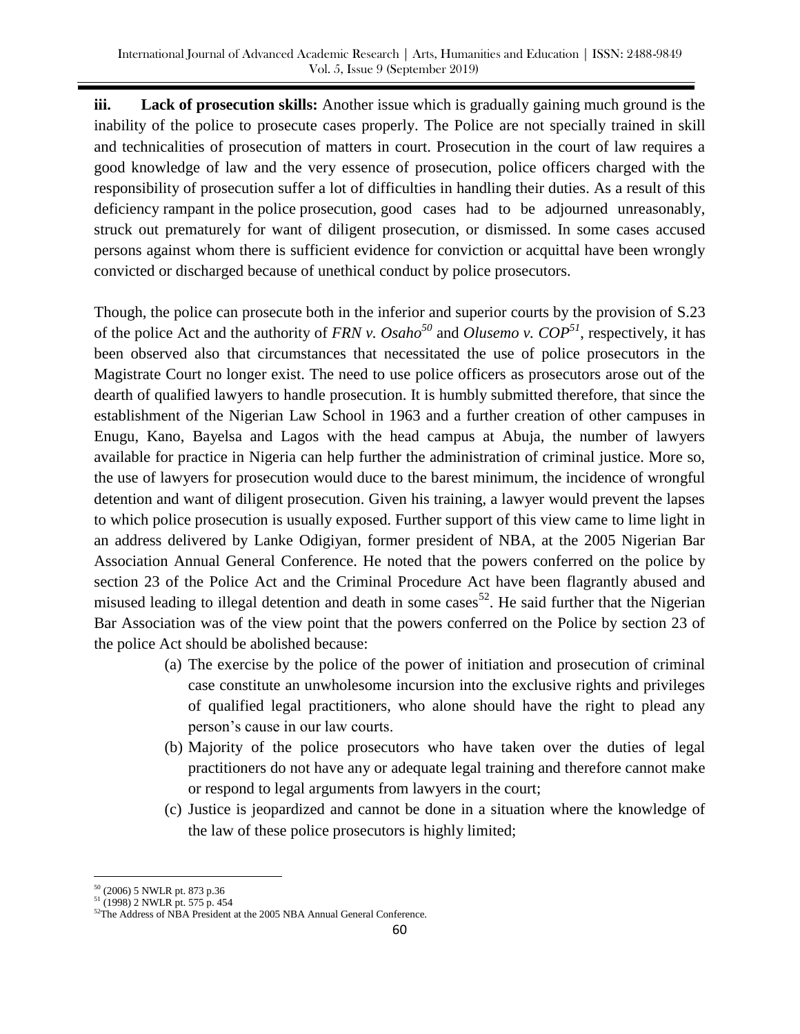**iii. Lack of prosecution skills:** Another issue which is gradually gaining much ground is the inability of the police to prosecute cases properly. The Police are not specially trained in skill and technicalities of prosecution of matters in court. Prosecution in the court of law requires a good knowledge of law and the very essence of prosecution, police officers charged with the responsibility of prosecution suffer a lot of difficulties in handling their duties. As a result of this deficiency rampant in the police prosecution, good cases had to be adjourned unreasonably, struck out prematurely for want of diligent prosecution, or dismissed. In some cases accused persons against whom there is sufficient evidence for conviction or acquittal have been wrongly convicted or discharged because of unethical conduct by police prosecutors.

Though, the police can prosecute both in the inferior and superior courts by the provision of S.23 of the police Act and the authority of *FRN v. Osaho*[50] and *Olusemo v. COP*[51], respectively, it has been observed also that circumstances that necessitated the use of police prosecutors in the Magistrate Court no longer exist. The need to use police officers as prosecutors arose out of the dearth of qualified lawyers to handle prosecution. It is humbly submitted therefore, that since the establishment of the Nigerian Law School in 1963 and a further creation of other campuses in Enugu, Kano, Bayelsa and Lagos with the head campus at Abuja, the number of lawyers available for practice in Nigeria can help further the administration of criminal justice. More so, the use of lawyers for prosecution would duce to the barest minimum, the incidence of wrongful detention and want of diligent prosecution. Given his training, a lawyer would prevent the lapses to which police prosecution is usually exposed. Further support of this view came to lime light in an address delivered by Lanke Odigiyan, former president of NBA, at the 2005 Nigerian Bar Association Annual General Conference. He noted that the powers conferred on the police by section 23 of the Police Act and the Criminal Procedure Act have been flagrantly abused and misused leading to illegal detention and death in some cases[52]. He said further that the Nigerian Bar Association was of the view point that the powers conferred on the Police by section 23 of the police Act should be abolished because:

(a) The exercise by the police of the power of initiation and prosecution of criminal case constitute an unwholesome incursion into the exclusive rights and privileges of qualified legal practitioners, who alone should have the right to plead any person's cause in our law courts.
(b) Majority of the police prosecutors who have taken over the duties of legal practitioners do not have any or adequate legal training and therefore cannot make or respond to legal arguments from lawyers in the court;
(c) Justice is jeopardized and cannot be done in a situation where the knowledge of the law of these police prosecutors is highly limited;

---

[50] (2006) 5 NWLR pt. 873 p.36

[51] (1998) 2 NWLR pt. 575 p. 454

[52] The Address of NBA President at the 2005 NBA Annual General Conference.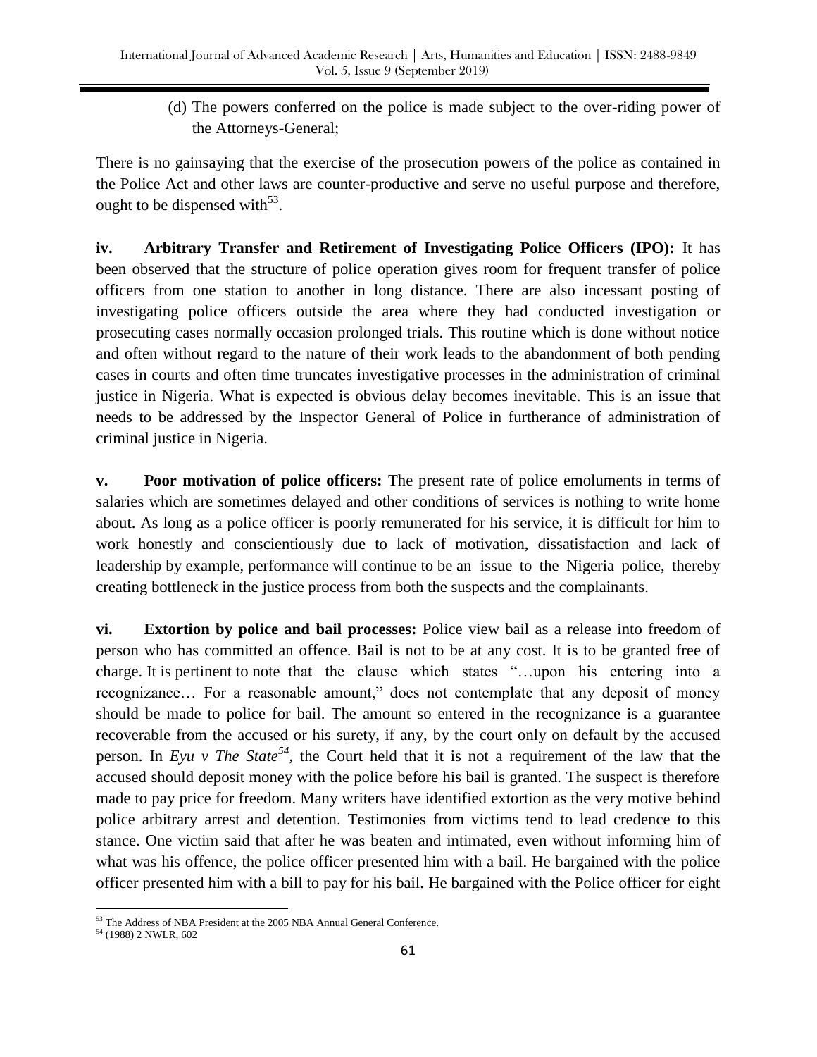(d) The powers conferred on the police is made subject to the over-riding power of the Attorneys-General;

There is no gainsaying that the exercise of the prosecution powers of the police as contained in the Police Act and other laws are counter-productive and serve no useful purpose and therefore, ought to be dispensed with[53].

**iv. Arbitrary Transfer and Retirement of Investigating Police Officers (IPO):** It has been observed that the structure of police operation gives room for frequent transfer of police officers from one station to another in long distance. There are also incessant posting of investigating police officers outside the area where they had conducted investigation or prosecuting cases normally occasion prolonged trials. This routine which is done without notice and often without regard to the nature of their work leads to the abandonment of both pending cases in courts and often time truncates investigative processes in the administration of criminal justice in Nigeria. What is expected is obvious delay becomes inevitable. This is an issue that needs to be addressed by the Inspector General of Police in furtherance of administration of criminal justice in Nigeria.

**v. Poor motivation of police officers:** The present rate of police emoluments in terms of salaries which are sometimes delayed and other conditions of services is nothing to write home about. As long as a police officer is poorly remunerated for his service, it is difficult for him to work honestly and conscientiously due to lack of motivation, dissatisfaction and lack of leadership by example, performance will continue to be an issue to the Nigeria police, thereby creating bottleneck in the justice process from both the suspects and the complainants.

**vi. Extortion by police and bail processes:** Police view bail as a release into freedom of person who has committed an offence. Bail is not to be at any cost. It is to be granted free of charge. It is pertinent to note that the clause which states "…upon his entering into a recognizance… For a reasonable amount," does not contemplate that any deposit of money should be made to police for bail. The amount so entered in the recognizance is a guarantee recoverable from the accused or his surety, if any, by the court only on default by the accused person. In *Eyu v The State*[54], the Court held that it is not a requirement of the law that the accused should deposit money with the police before his bail is granted. The suspect is therefore made to pay price for freedom. Many writers have identified extortion as the very motive behind police arbitrary arrest and detention. Testimonies from victims tend to lead credence to this stance. One victim said that after he was beaten and intimated, even without informing him of what was his offence, the police officer presented him with a bail. He bargained with the police officer presented him with a bill to pay for his bail. He bargained with the Police officer for eight

---

[53] The Address of NBA President at the 2005 NBA Annual General Conference.

[54] (1988) 2 NWLR, 602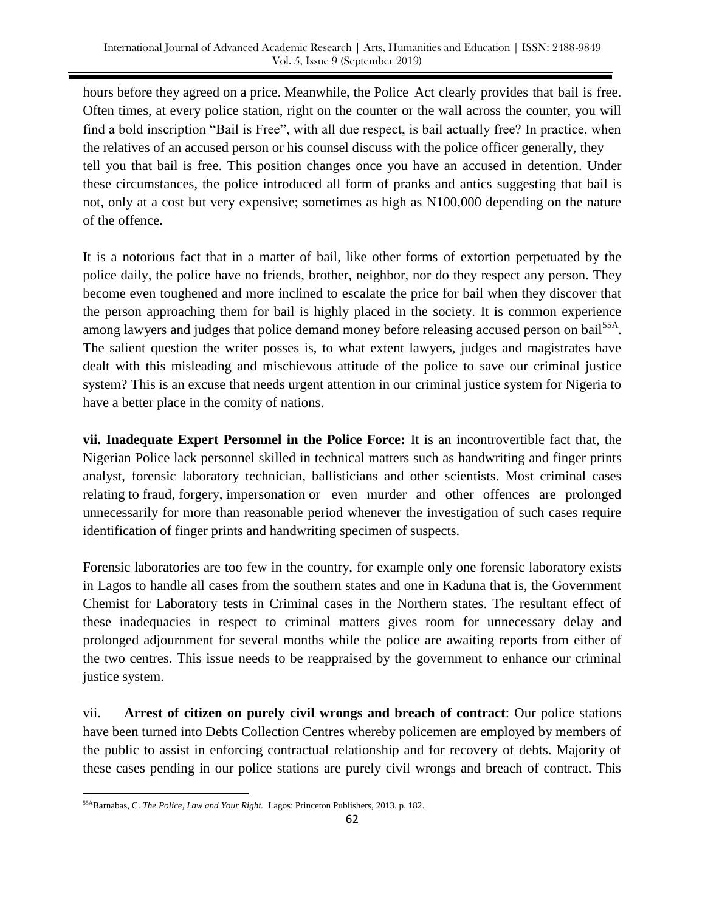hours before they agreed on a price. Meanwhile, the Police Act clearly provides that bail is free. Often times, at every police station, right on the counter or the wall across the counter, you will find a bold inscription "Bail is Free", with all due respect, is bail actually free? In practice, when the relatives of an accused person or his counsel discuss with the police officer generally, they tell you that bail is free. This position changes once you have an accused in detention. Under these circumstances, the police introduced all form of pranks and antics suggesting that bail is not, only at a cost but very expensive; sometimes as high as N100,000 depending on the nature of the offence.

It is a notorious fact that in a matter of bail, like other forms of extortion perpetuated by the police daily, the police have no friends, brother, neighbor, nor do they respect any person. They become even toughened and more inclined to escalate the price for bail when they discover that the person approaching them for bail is highly placed in the society. It is common experience among lawyers and judges that police demand money before releasing accused person on bail[55A]. The salient question the writer posses is, to what extent lawyers, judges and magistrates have dealt with this misleading and mischievous attitude of the police to save our criminal justice system? This is an excuse that needs urgent attention in our criminal justice system for Nigeria to have a better place in the comity of nations.

**vii. Inadequate Expert Personnel in the Police Force:** It is an incontrovertible fact that, the Nigerian Police lack personnel skilled in technical matters such as handwriting and finger prints analyst, forensic laboratory technician, ballisticians and other scientists. Most criminal cases relating to fraud, forgery, impersonation or even murder and other offences are prolonged unnecessarily for more than reasonable period whenever the investigation of such cases require identification of finger prints and handwriting specimen of suspects.

Forensic laboratories are too few in the country, for example only one forensic laboratory exists in Lagos to handle all cases from the southern states and one in Kaduna that is, the Government Chemist for Laboratory tests in Criminal cases in the Northern states. The resultant effect of these inadequacies in respect to criminal matters gives room for unnecessary delay and prolonged adjournment for several months while the police are awaiting reports from either of the two centres. This issue needs to be reappraised by the government to enhance our criminal justice system.

vii. **Arrest of citizen on purely civil wrongs and breach of contract**: Our police stations have been turned into Debts Collection Centres whereby policemen are employed by members of the public to assist in enforcing contractual relationship and for recovery of debts. Majority of these cases pending in our police stations are purely civil wrongs and breach of contract. This

---

[55A]Barnabas, C. *The Police, Law and Your Right.* Lagos: Princeton Publishers, 2013. p. 182.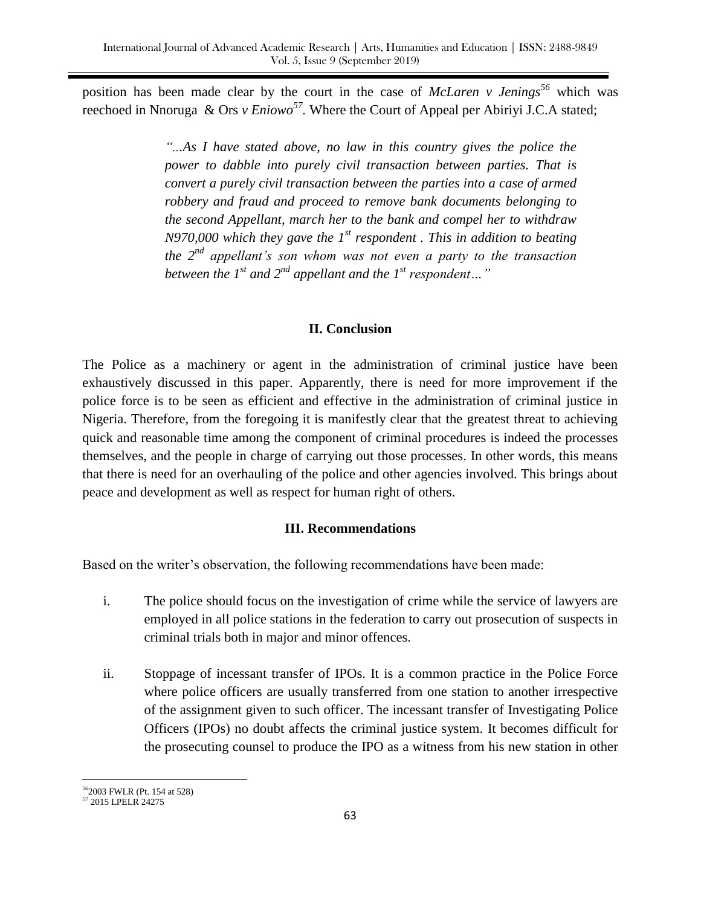position has been made clear by the court in the case of *McLaren v Jenings*[56] which was reechoed in Nnoruga & Ors *v Eniowo*[57]. Where the Court of Appeal per Abiriyi J.C.A stated;

> *"...As I have stated above, no law in this country gives the police the power to dabble into purely civil transaction between parties. That is convert a purely civil transaction between the parties into a case of armed robbery and fraud and proceed to remove bank documents belonging to the second Appellant, march her to the bank and compel her to withdraw N970,000 which they gave the 1st respondent . This in addition to beating the 2nd appellant's son whom was not even a party to the transaction between the 1st and 2nd appellant and the 1st respondent…"*

## II. Conclusion

The Police as a machinery or agent in the administration of criminal justice have been exhaustively discussed in this paper. Apparently, there is need for more improvement if the police force is to be seen as efficient and effective in the administration of criminal justice in Nigeria. Therefore, from the foregoing it is manifestly clear that the greatest threat to achieving quick and reasonable time among the component of criminal procedures is indeed the processes themselves, and the people in charge of carrying out those processes. In other words, this means that there is need for an overhauling of the police and other agencies involved. This brings about peace and development as well as respect for human right of others.

## III. Recommendations

Based on the writer's observation, the following recommendations have been made:

i. The police should focus on the investigation of crime while the service of lawyers are employed in all police stations in the federation to carry out prosecution of suspects in criminal trials both in major and minor offences.

ii. Stoppage of incessant transfer of IPOs. It is a common practice in the Police Force where police officers are usually transferred from one station to another irrespective of the assignment given to such officer. The incessant transfer of Investigating Police Officers (IPOs) no doubt affects the criminal justice system. It becomes difficult for the prosecuting counsel to produce the IPO as a witness from his new station in other

---

[56] 2003 FWLR (Pt. 154 at 528)

[57] 2015 LPELR 24275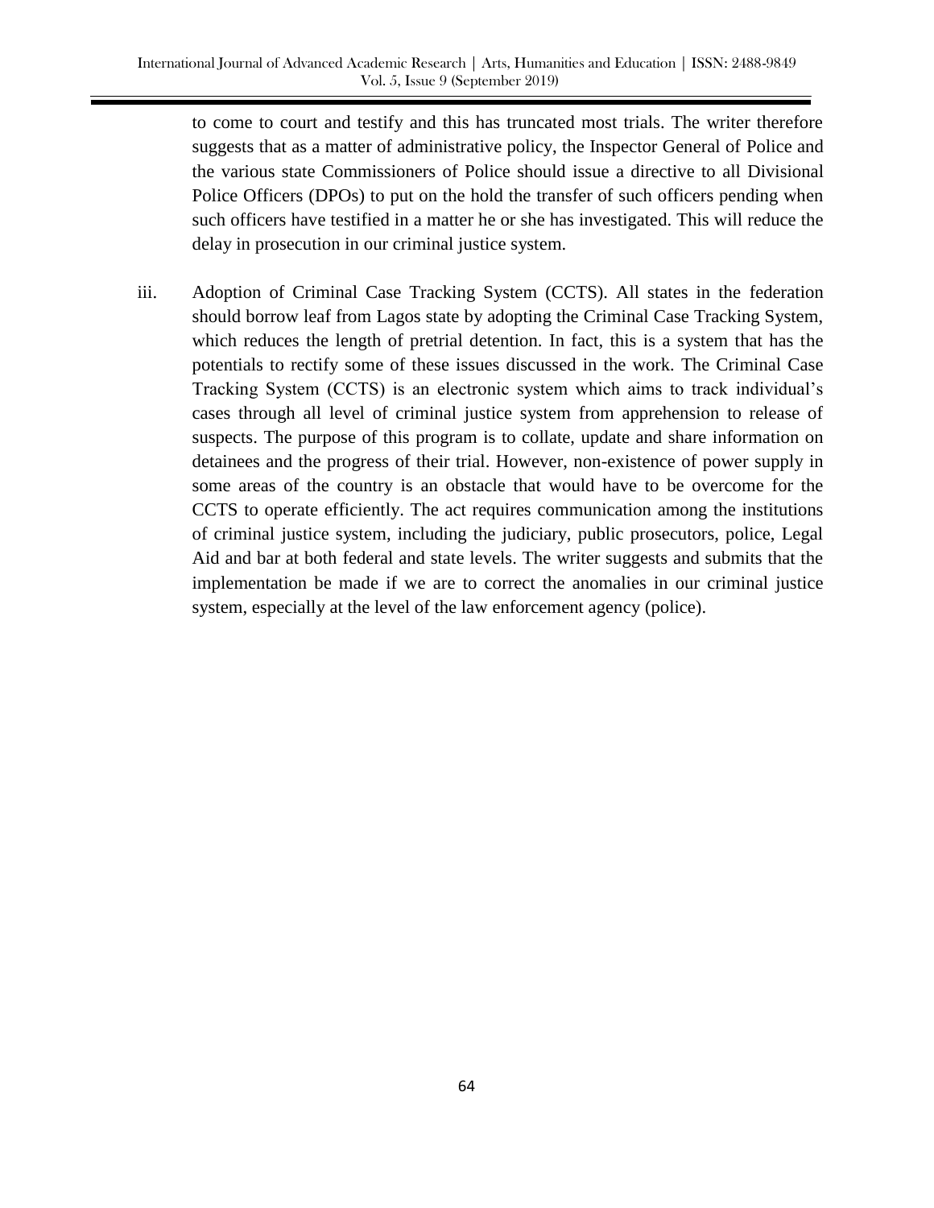to come to court and testify and this has truncated most trials. The writer therefore suggests that as a matter of administrative policy, the Inspector General of Police and the various state Commissioners of Police should issue a directive to all Divisional Police Officers (DPOs) to put on the hold the transfer of such officers pending when such officers have testified in a matter he or she has investigated. This will reduce the delay in prosecution in our criminal justice system.

iii. Adoption of Criminal Case Tracking System (CCTS). All states in the federation should borrow leaf from Lagos state by adopting the Criminal Case Tracking System, which reduces the length of pretrial detention. In fact, this is a system that has the potentials to rectify some of these issues discussed in the work. The Criminal Case Tracking System (CCTS) is an electronic system which aims to track individual's cases through all level of criminal justice system from apprehension to release of suspects. The purpose of this program is to collate, update and share information on detainees and the progress of their trial. However, non-existence of power supply in some areas of the country is an obstacle that would have to be overcome for the CCTS to operate efficiently. The act requires communication among the institutions of criminal justice system, including the judiciary, public prosecutors, police, Legal Aid and bar at both federal and state levels. The writer suggests and submits that the implementation be made if we are to correct the anomalies in our criminal justice system, especially at the level of the law enforcement agency (police).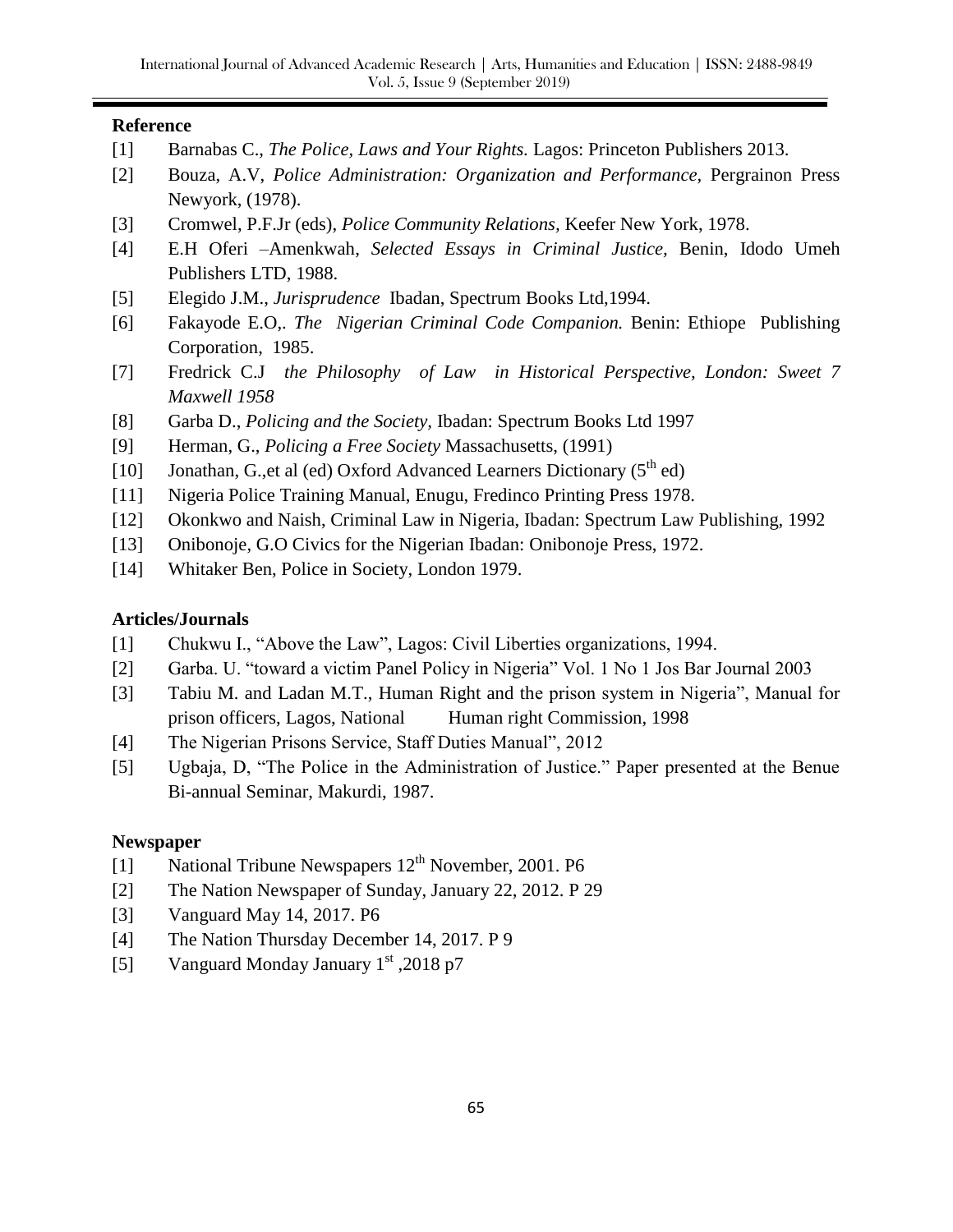## Reference

[1] Barnabas C., *The Police, Laws and Your Rights.* Lagos: Princeton Publishers 2013.

[2] Bouza, A.V, *Police Administration: Organization and Performance,* Pergrainon Press Newyork, (1978).

[3] Cromwel, P.F.Jr (eds), *Police Community Relations,* Keefer New York, 1978.

[4] E.H Oferi –Amenkwah, *Selected Essays in Criminal Justice,* Benin, Idodo Umeh Publishers LTD, 1988.

[5] Elegido J.M., *Jurisprudence* Ibadan, Spectrum Books Ltd,1994.

[6] Fakayode E.O,. *The Nigerian Criminal Code Companion.* Benin: Ethiope Publishing Corporation, 1985.

[7] Fredrick C.J *the Philosophy of Law in Historical Perspective, London: Sweet 7 Maxwell 1958*

[8] Garba D., *Policing and the Society,* Ibadan: Spectrum Books Ltd 1997

[9] Herman, G., *Policing a Free Society* Massachusetts, (1991)

[10] Jonathan, G.,et al (ed) Oxford Advanced Learners Dictionary (5th ed)

[11] Nigeria Police Training Manual, Enugu, Fredinco Printing Press 1978.

[12] Okonkwo and Naish, Criminal Law in Nigeria, Ibadan: Spectrum Law Publishing, 1992

[13] Onibonoje, G.O Civics for the Nigerian Ibadan: Onibonoje Press, 1972.

[14] Whitaker Ben, Police in Society, London 1979.

## Articles/Journals

[1] Chukwu I., "Above the Law", Lagos: Civil Liberties organizations, 1994.

[2] Garba. U. "toward a victim Panel Policy in Nigeria" Vol. 1 No 1 Jos Bar Journal 2003

[3] Tabiu M. and Ladan M.T., Human Right and the prison system in Nigeria", Manual for prison officers, Lagos, National Human right Commission, 1998

[4] The Nigerian Prisons Service, Staff Duties Manual", 2012

[5] Ugbaja, D, "The Police in the Administration of Justice." Paper presented at the Benue Bi-annual Seminar, Makurdi, 1987.

## Newspaper

[1] National Tribune Newspapers 12th November, 2001. P6

[2] The Nation Newspaper of Sunday, January 22, 2012. P 29

[3] Vanguard May 14, 2017. P6

[4] The Nation Thursday December 14, 2017. P 9

[5] Vanguard Monday January 1st ,2018 p7